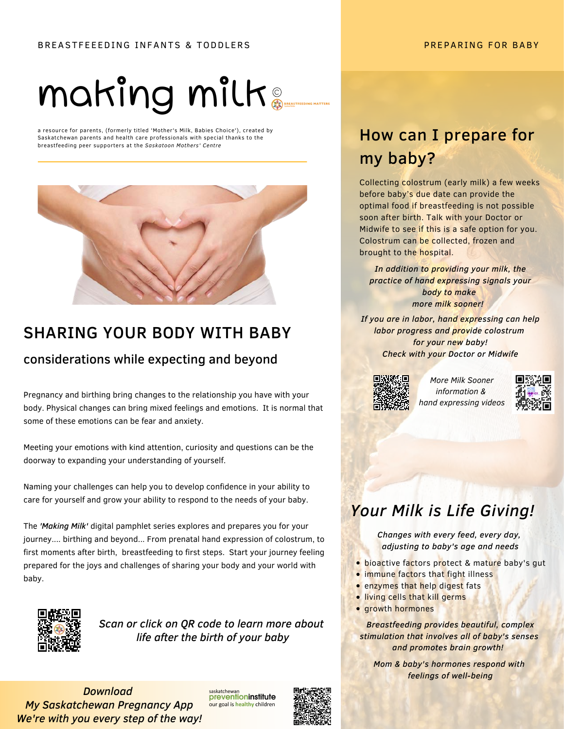BREASTFEEEDING INFANTS & TODDLERS

# making milk ©

a resource for parents, (formerly titled 'Mother's Milk, Babies Choice'), created by Saskatchewan parents and health care professionals with special thanks to the breastfeeding peer supporters at the *Saskatoon Mothers' Centre*

## SHARING YOUR BODY WITH BABY

### considerations while expecting and beyond

Pregnancy and birthing bring changes to the relationship you have with your body. Physical changes can bring mixed feelings and emotions. It is normal that some of these emotions can be fear and anxiety.

Meeting your emotions with kind attention, curiosity and questions can be the doorway to expanding your understanding of yourself.

Naming your challenges can help you to develop confidence in your ability to care for yourself and grow your ability to respond to the needs of your baby.

The *'Making Milk'* digital pamphlet series explores and prepares you for your journey.... birthing and beyond... From prenatal hand expression of colostrum, to first moments after birth, breastfeeding to first steps. Start your journey feeling prepared for the joys and challenges of sharing your body and your world with baby.

*Scan or click on QR code to learn more about life after the birth of your baby*

*Download*
*My Saskatchewan Pregnancy App*
*We're with you every step of the way!*

saskatchewan prevention institute
our goal is healthy children

PREPARING FOR BABY

## How can I prepare for my baby?

Collecting colostrum (early milk) a few weeks before baby's due date can provide the optimal food if breastfeeding is not possible soon after birth. Talk with your Doctor or Midwife to see if this is a safe option for you. Colostrum can be collected, frozen and brought to the hospital.

*In addition to providing your milk, the practice of hand expressing signals your body to make more milk sooner!*

*If you are in labor, hand expressing can help labor progress and provide colostrum for your new baby!*
*Check with your Doctor or Midwife*

*More Milk Sooner information & hand expressing videos*

## *Your Milk is Life Giving!*

*Changes with every feed, every day, adjusting to baby's age and needs*

- bioactive factors protect & mature baby's gut
- immune factors that fight illness
- enzymes that help digest fats
- living cells that kill germs
- growth hormones

*Breastfeeding provides beautiful, complex stimulation that involves all of baby's senses and promotes brain growth!*

*Mom & baby's hormones respond with feelings of well-being*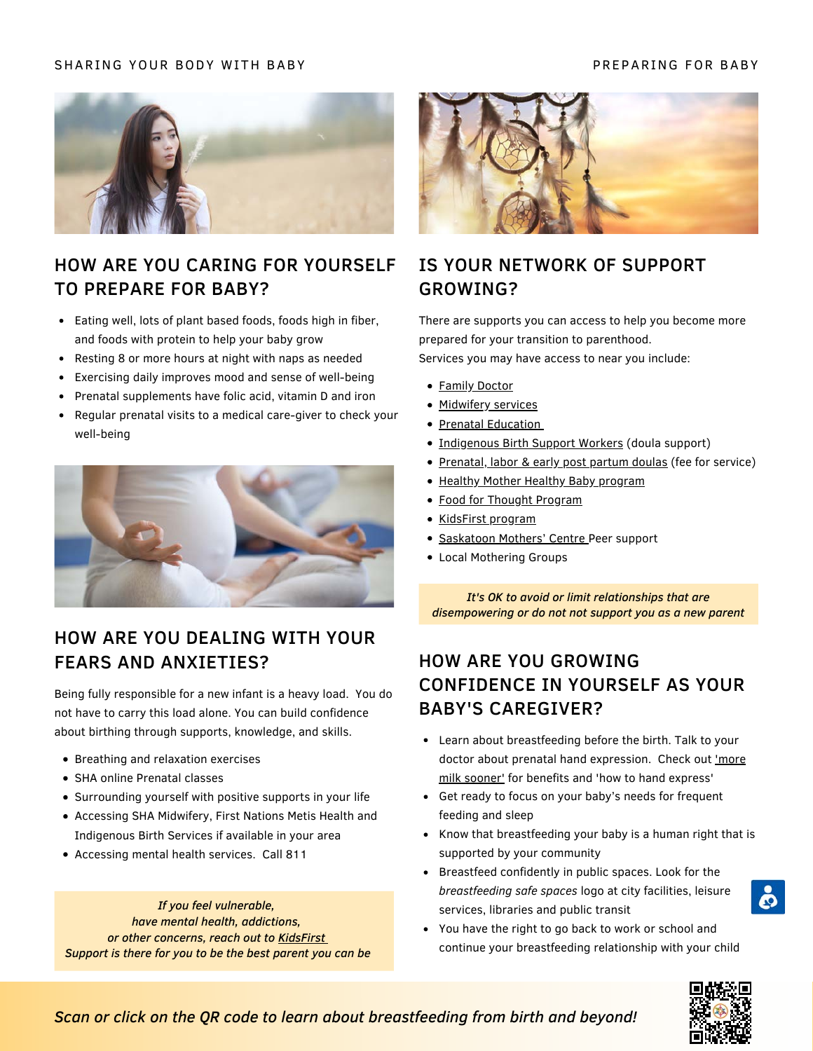## HOW ARE YOU CARING FOR YOURSELF TO PREPARE FOR BABY?

- Eating well, lots of plant based foods, foods high in fiber, and foods with protein to help your baby grow
- Resting 8 or more hours at night with naps as needed
- Exercising daily improves mood and sense of well-being
- Prenatal supplements have folic acid, vitamin D and iron
- Regular prenatal visits to a medical care-giver to check your well-being

## HOW ARE YOU DEALING WITH YOUR FEARS AND ANXIETIES?

Being fully responsible for a new infant is a heavy load. You do not have to carry this load alone. You can build confidence about birthing through supports, knowledge, and skills.

- Breathing and relaxation exercises
- SHA online Prenatal classes
- Surrounding yourself with positive supports in your life
- Accessing SHA Midwifery, First Nations Metis Health and Indigenous Birth Services if available in your area
- Accessing mental health services. Call 811

*If you feel vulnerable, have mental health, addictions, or other concerns, reach out to KidsFirst Support is there for you to be the best parent you can be*

## IS YOUR NETWORK OF SUPPORT GROWING?

There are supports you can access to help you become more prepared for your transition to parenthood.
Services you may have access to near you include:

- Family Doctor
- Midwifery services
- Prenatal Education
- Indigenous Birth Support Workers (doula support)
- Prenatal, labor & early post partum doulas (fee for service)
- Healthy Mother Healthy Baby program
- Food for Thought Program
- KidsFirst program
- Saskatoon Mothers' Centre Peer support
- Local Mothering Groups

*It's OK to avoid or limit relationships that are disempowering or do not not support you as a new parent*

## HOW ARE YOU GROWING CONFIDENCE IN YOURSELF AS YOUR BABY'S CAREGIVER?

- Learn about breastfeeding before the birth. Talk to your doctor about prenatal hand expression. Check out 'more milk sooner' for benefits and 'how to hand express'
- Get ready to focus on your baby's needs for frequent feeding and sleep
- Know that breastfeeding your baby is a human right that is supported by your community
- Breastfeed confidently in public spaces. Look for the *breastfeeding safe spaces* logo at city facilities, leisure services, libraries and public transit
- You have the right to go back to work or school and continue your breastfeeding relationship with your child

*Scan or click on the QR code to learn about breastfeeding from birth and beyond!*